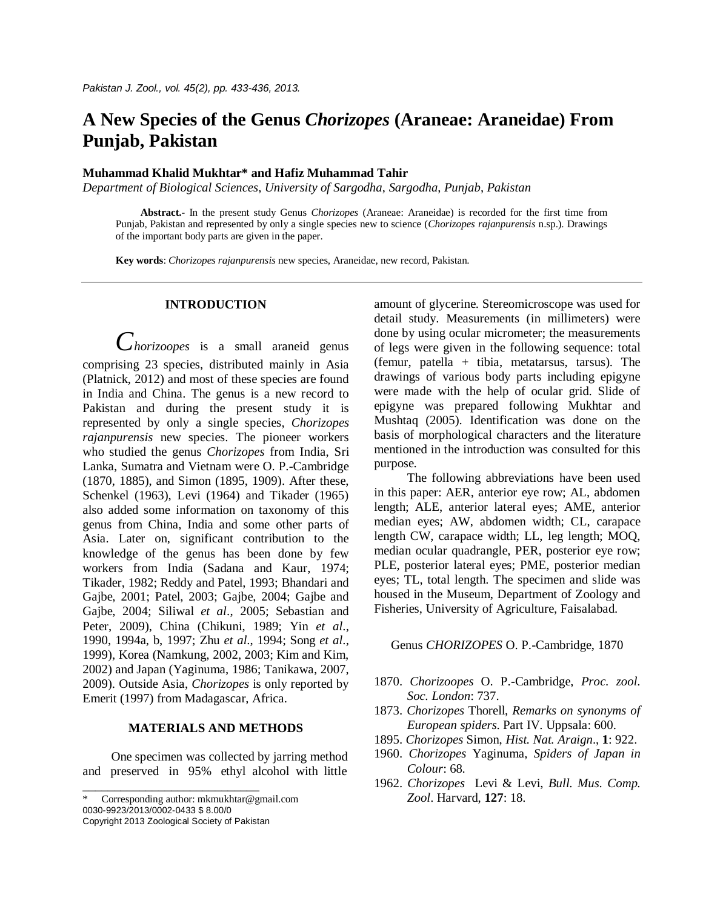# A New Species of the Genus *Chorizopes* (Araneae: Araneidae) From Punjab, Pakistan

**Muhammad Khalid Mukhtar\* and Hafiz Muhammad Tahir**

*Department of Biological Sciences, University of Sargodha, Sargodha, Punjab, Pakistan*

**Abstract.-** In the present study Genus *Chorizopes* (Araneae: Araneidae) is recorded for the first time from Punjab, Pakistan and represented by only a single species new to science (*Chorizopes rajanpurensis* n.sp.). Drawings of the important body parts are given in the paper.

**Key words**: *Chorizopes rajanpurensis* new species, Araneidae, new record, Pakistan.

## INTRODUCTION

*Chorizoopes* is a small araneid genus comprising 23 species, distributed mainly in Asia (Platnick, 2012) and most of these species are found in India and China. The genus is a new record to Pakistan and during the present study it is represented by only a single species, *Chorizopes rajanpurensis* new species. The pioneer workers who studied the genus *Chorizopes* from India, Sri Lanka, Sumatra and Vietnam were O. P.-Cambridge (1870, 1885), and Simon (1895, 1909). After these, Schenkel (1963), Levi (1964) and Tikader (1965) also added some information on taxonomy of this genus from China, India and some other parts of Asia. Later on, significant contribution to the knowledge of the genus has been done by few workers from India (Sadana and Kaur, 1974; Tikader, 1982; Reddy and Patel, 1993; Bhandari and Gajbe, 2001; Patel, 2003; Gajbe, 2004; Gajbe and Gajbe, 2004; Siliwal *et al*., 2005; Sebastian and Peter, 2009), China (Chikuni, 1989; Yin *et al*., 1990, 1994a, b, 1997; Zhu *et al*., 1994; Song *et al*., 1999), Korea (Namkung, 2002, 2003; Kim and Kim, 2002) and Japan (Yaginuma, 1986; Tanikawa, 2007, 2009). Outside Asia, *Chorizopes* is only reported by Emerit (1997) from Madagascar, Africa.

## MATERIALS AND METHODS

One specimen was collected by jarring method and preserved in 95% ethyl alcohol with little amount of glycerine. Stereomicroscope was used for detail study. Measurements (in millimeters) were done by using ocular micrometer; the measurements of legs were given in the following sequence: total (femur, patella + tibia, metatarsus, tarsus). The drawings of various body parts including epigyne were made with the help of ocular grid. Slide of epigyne was prepared following Mukhtar and Mushtaq (2005). Identification was done on the basis of morphological characters and the literature mentioned in the introduction was consulted for this purpose.

The following abbreviations have been used in this paper: AER, anterior eye row; AL, abdomen length; ALE, anterior lateral eyes; AME, anterior median eyes; AW, abdomen width; CL, carapace length CW, carapace width; LL, leg length; MOQ, median ocular quadrangle, PER, posterior eye row; PLE, posterior lateral eyes; PME, posterior median eyes; TL, total length. The specimen and slide was housed in the Museum, Department of Zoology and Fisheries, University of Agriculture, Faisalabad.

Genus *CHORIZOPES* O. P.-Cambridge, 1870

- 1870. *Chorizoopes* O. P.-Cambridge, *Proc. zool. Soc. London*: 737.
- 1873. *Chorizopes* Thorell, *Remarks on synonyms of European spiders*. Part IV. Uppsala: 600.
- 1895. *Chorizopes* Simon, *Hist. Nat. Araign*., **1**: 922.
- 1960. *Chorizopes* Yaginuma, *Spiders of Japan in Colour*: 68.
- 1962. *Chorizopes* Levi & Levi, *Bull. Mus. Comp. Zool*. Harvard, **127**: 18.

---

\* Corresponding author: mkmukhtar@gmail.com
0030-9923/2013/0002-0433 $ 8.00/0
Copyright 2013 Zoological Society of Pakistan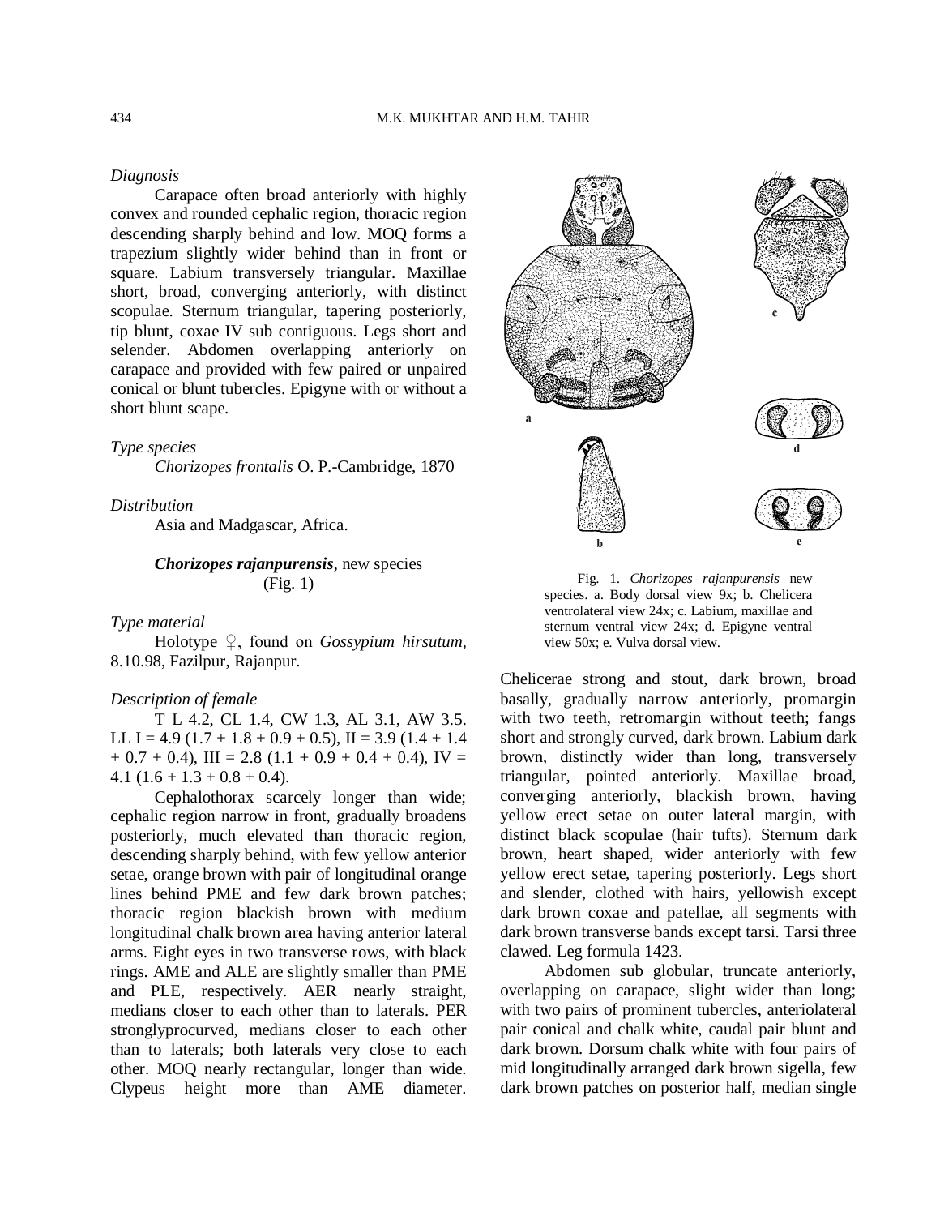*Diagnosis*

Carapace often broad anteriorly with highly convex and rounded cephalic region, thoracic region descending sharply behind and low. MOQ forms a trapezium slightly wider behind than in front or square. Labium transversely triangular. Maxillae short, broad, converging anteriorly, with distinct scopulae. Sternum triangular, tapering posteriorly, tip blunt, coxae IV sub contiguous. Legs short and selender. Abdomen overlapping anteriorly on carapace and provided with few paired or unpaired conical or blunt tubercles. Epigyne with or without a short blunt scape.

*Type species*

*Chorizopes frontalis* O. P.-Cambridge, 1870

*Distribution*

Asia and Madgascar, Africa.

***Chorizopes rajanpurensis***, new species
(Fig. 1)

*Type material*

Holotype ♀, found on *Gossypium hirsutum*, 8.10.98, Fazilpur, Rajanpur.

*Description of female*

T L 4.2, CL 1.4, CW 1.3, AL 3.1, AW 3.5. LL I = 4.9 (1.7 + 1.8 + 0.9 + 0.5), II = 3.9 (1.4 + 1.4 + 0.7 + 0.4), III = 2.8 (1.1 + 0.9 + 0.4 + 0.4), IV = 4.1 (1.6 + 1.3 + 0.8 + 0.4).

Cephalothorax scarcely longer than wide; cephalic region narrow in front, gradually broadens posteriorly, much elevated than thoracic region, descending sharply behind, with few yellow anterior setae, orange brown with pair of longitudinal orange lines behind PME and few dark brown patches; thoracic region blackish brown with medium longitudinal chalk brown area having anterior lateral arms. Eight eyes in two transverse rows, with black rings. AME and ALE are slightly smaller than PME and PLE, respectively. AER nearly straight, medians closer to each other than to laterals. PER stronglyprocurved, medians closer to each other than to laterals; both laterals very close to each other. MOQ nearly rectangular, longer than wide. Clypeus height more than AME diameter. Chelicerae strong and stout, dark brown, broad basally, gradually narrow anteriorly, promargin with two teeth, retromargin without teeth; fangs short and strongly curved, dark brown. Labium dark brown, distinctly wider than long, transversely triangular, pointed anteriorly. Maxillae broad, converging anteriorly, blackish brown, having yellow erect setae on outer lateral margin, with distinct black scopulae (hair tufts). Sternum dark brown, heart shaped, wider anteriorly with few yellow erect setae, tapering posteriorly. Legs short and slender, clothed with hairs, yellowish except dark brown coxae and patellae, all segments with dark brown transverse bands except tarsi. Tarsi three clawed. Leg formula 1423.

Fig. 1. *Chorizopes rajanpurensis* new species. a. Body dorsal view 9x; b. Chelicera ventrolateral view 24x; c. Labium, maxillae and sternum ventral view 24x; d. Epigyne ventral view 50x; e. Vulva dorsal view.

Abdomen sub globular, truncate anteriorly, overlapping on carapace, slight wider than long; with two pairs of prominent tubercles, anteriolateral pair conical and chalk white, caudal pair blunt and dark brown. Dorsum chalk white with four pairs of mid longitudinally arranged dark brown sigella, few dark brown patches on posterior half, median single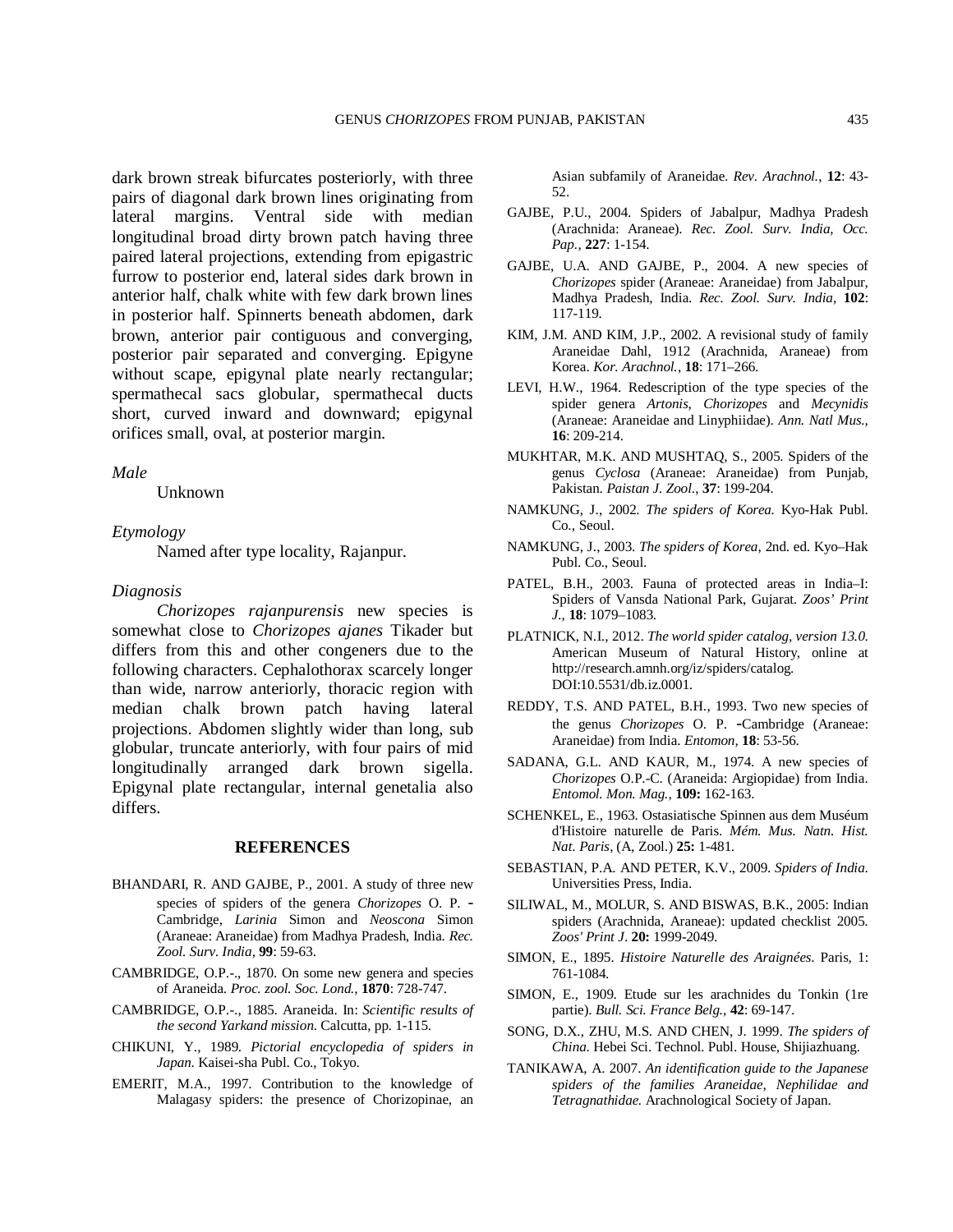dark brown streak bifurcates posteriorly, with three pairs of diagonal dark brown lines originating from lateral margins. Ventral side with median longitudinal broad dirty brown patch having three paired lateral projections, extending from epigastric furrow to posterior end, lateral sides dark brown in anterior half, chalk white with few dark brown lines in posterior half. Spinnerts beneath abdomen, dark brown, anterior pair contiguous and converging, posterior pair separated and converging. Epigyne without scape, epigynal plate nearly rectangular; spermathecal sacs globular, spermathecal ducts short, curved inward and downward; epigynal orifices small, oval, at posterior margin.

*Male*

Unknown

*Etymology*

Named after type locality, Rajanpur.

*Diagnosis*

*Chorizopes rajanpurensis* new species is somewhat close to *Chorizopes ajanes* Tikader but differs from this and other congeners due to the following characters. Cephalothorax scarcely longer than wide, narrow anteriorly, thoracic region with median chalk brown patch having lateral projections. Abdomen slightly wider than long, sub globular, truncate anteriorly, with four pairs of mid longitudinally arranged dark brown sigella. Epigynal plate rectangular, internal genetalia also differs.

## REFERENCES

BHANDARI, R. AND GAJBE, P., 2001. A study of three new species of spiders of the genera *Chorizopes* O. P. -Cambridge, *Larinia* Simon and *Neoscona* Simon (Araneae: Araneidae) from Madhya Pradesh, India. *Rec. Zool. Surv. India*, **99**: 59-63.

CAMBRIDGE, O.P.-., 1870. On some new genera and species of Araneida. *Proc. zool. Soc. Lond.*, **1870**: 728-747.

CAMBRIDGE, O.P.-., 1885. Araneida. In: *Scientific results of the second Yarkand mission*. Calcutta, pp. 1-115.

CHIKUNI, Y., 1989. *Pictorial encyclopedia of spiders in Japan*. Kaisei-sha Publ. Co., Tokyo.

EMERIT, M.A., 1997. Contribution to the knowledge of Malagasy spiders: the presence of Chorizopinae, an Asian subfamily of Araneidae. *Rev. Arachnol.*, **12**: 43-52.

GAJBE, P.U., 2004. Spiders of Jabalpur, Madhya Pradesh (Arachnida: Araneae). *Rec. Zool. Surv. India, Occ. Pap.*, **227**: 1-154.

GAJBE, U.A. AND GAJBE, P., 2004. A new species of *Chorizopes* spider (Araneae: Araneidae) from Jabalpur, Madhya Pradesh, India. *Rec. Zool. Surv. India*, **102**: 117-119.

KIM, J.M. AND KIM, J.P., 2002. A revisional study of family Araneidae Dahl, 1912 (Arachnida, Araneae) from Korea. *Kor. Arachnol.*, **18**: 171–266.

LEVI, H.W., 1964. Redescription of the type species of the spider genera *Artonis*, *Chorizopes* and *Mecynidis* (Araneae: Araneidae and Linyphiidae). *Ann. Natl Mus.*, **16**: 209-214.

MUKHTAR, M.K. AND MUSHTAQ, S., 2005. Spiders of the genus *Cyclosa* (Araneae: Araneidae) from Punjab, Pakistan. *Paistan J. Zool.*, **37**: 199-204.

NAMKUNG, J., 2002. *The spiders of Korea.* Kyo-Hak Publ. Co., Seoul.

NAMKUNG, J., 2003. *The spiders of Korea*, 2nd. ed. Kyo–Hak Publ. Co., Seoul.

PATEL, B.H., 2003. Fauna of protected areas in India–I: Spiders of Vansda National Park, Gujarat. *Zoos' Print J.*, **18**: 1079–1083.

PLATNICK, N.I., 2012. *The world spider catalog, version 13.0.* American Museum of Natural History, online at http://research.amnh.org/iz/spiders/catalog. DOI:10.5531/db.iz.0001.

REDDY, T.S. AND PATEL, B.H., 1993. Two new species of the genus *Chorizopes* O. P. -Cambridge (Araneae: Araneidae) from India. *Entomon*, **18**: 53-56.

SADANA, G.L. AND KAUR, M., 1974. A new species of *Chorizopes* O.P.-C. (Araneida: Argiopidae) from India. *Entomol. Mon. Mag.*, **109:** 162-163.

SCHENKEL, E., 1963. Ostasiatische Spinnen aus dem Muséum d'Histoire naturelle de Paris. *Mém. Mus. Natn. Hist. Nat. Paris*, (A, Zool.) **25:** 1-481.

SEBASTIAN, P.A. AND PETER, K.V., 2009. *Spiders of India.* Universities Press, India.

SILIWAL, M., MOLUR, S. AND BISWAS, B.K., 2005: Indian spiders (Arachnida, Araneae): updated checklist 2005. *Zoos' Print J*. **20:** 1999-2049.

SIMON, E., 1895. *Histoire Naturelle des Araignées*. Paris, 1: 761-1084.

SIMON, E., 1909. Etude sur les arachnides du Tonkin (1re partie). *Bull. Sci. France Belg.*, **42**: 69-147.

SONG, D.X., ZHU, M.S. AND CHEN, J. 1999. *The spiders of China*. Hebei Sci. Technol. Publ. House, Shijiazhuang.

TANIKAWA, A. 2007. *An identification guide to the Japanese spiders of the families Araneidae, Nephilidae and Tetragnathidae.* Arachnological Society of Japan.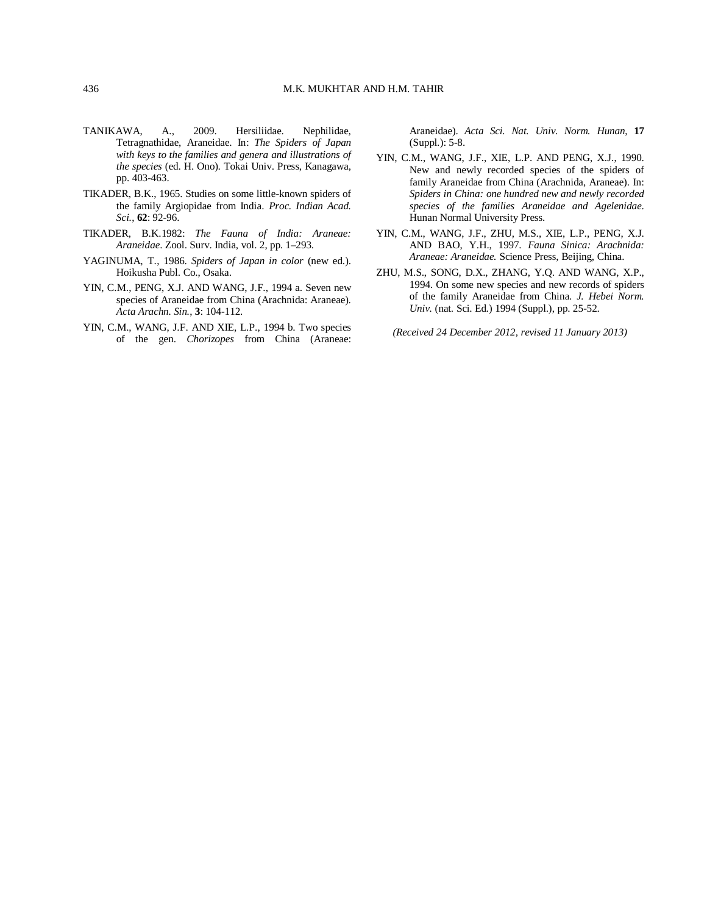TANIKAWA, A., 2009. Hersiliidae. Nephilidae, Tetragnathidae, Araneidae. In: *The Spiders of Japan with keys to the families and genera and illustrations of the species* (ed. H. Ono). Tokai Univ. Press, Kanagawa, pp. 403-463.

TIKADER, B.K., 1965. Studies on some little-known spiders of the family Argiopidae from India. *Proc. Indian Acad. Sci.*, **62**: 92-96.

TIKADER, B.K.1982: *The Fauna of India: Araneae: Araneidae*. Zool. Surv. India, vol. 2, pp. 1–293.

YAGINUMA, T., 1986. *Spiders of Japan in color* (new ed.). Hoikusha Publ. Co., Osaka.

YIN, C.M., PENG, X.J. AND WANG, J.F., 1994 a. Seven new species of Araneidae from China (Arachnida: Araneae). *Acta Arachn. Sin.*, **3**: 104-112.

YIN, C.M., WANG, J.F. AND XIE, L.P., 1994 b. Two species of the gen. *Chorizopes* from China (Araneae: Araneidae). *Acta Sci. Nat. Univ. Norm. Hunan*, **17** (Suppl.): 5-8.

YIN, C.M., WANG, J.F., XIE, L.P. AND PENG, X.J., 1990. New and newly recorded species of the spiders of family Araneidae from China (Arachnida, Araneae). In: *Spiders in China: one hundred new and newly recorded species of the families Araneidae and Agelenidae*. Hunan Normal University Press.

YIN, C.M., WANG, J.F., ZHU, M.S., XIE, L.P., PENG, X.J. AND BAO, Y.H., 1997. *Fauna Sinica: Arachnida: Araneae: Araneidae.* Science Press, Beijing, China.

ZHU, M.S., SONG, D.X., ZHANG, Y.Q. AND WANG, X.P., 1994. On some new species and new records of spiders of the family Araneidae from China. *J. Hebei Norm. Univ.* (nat. Sci. Ed.) 1994 (Suppl.), pp. 25-52.

*(Received 24 December 2012, revised 11 January 2013)*